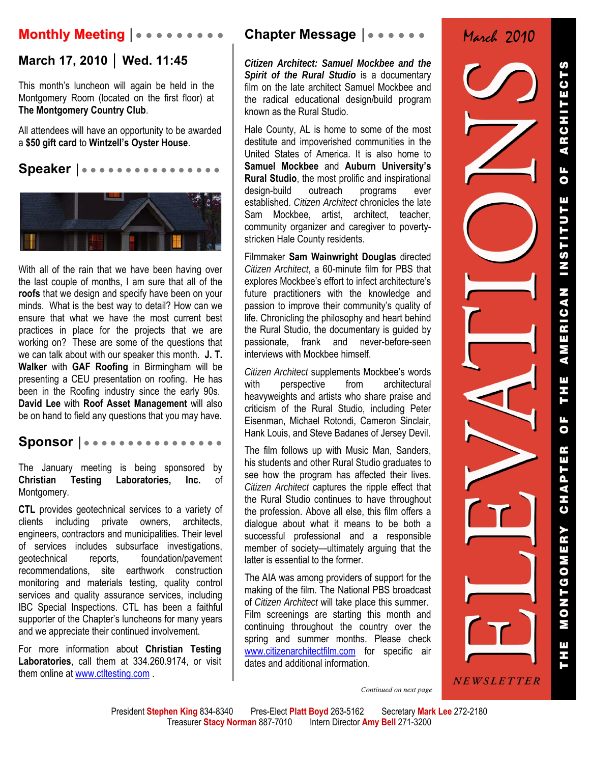# ELEVATIONS NEWSLETTER

March 2010

THE MONTGOMERY CHAPTER OF THE AMERICAN INSTITUTE OF ARCHITECTS

## Monthly Meeting

### March 17, 2010 | Wed. 11:45

This month's luncheon will again be held in the Montgomery Room (located on the first floor) at **The Montgomery Country Club**.

All attendees will have an opportunity to be awarded a **$50 gift card** to **Wintzell's Oyster House**.

## Speaker

With all of the rain that we have been having over the last couple of months, I am sure that all of the **roofs** that we design and specify have been on your minds. What is the best way to detail? How can we ensure that what we have the most current best practices in place for the projects that we are working on? These are some of the questions that we can talk about with our speaker this month. **J. T. Walker** with **GAF Roofing** in Birmingham will be presenting a CEU presentation on roofing. He has been in the Roofing industry since the early 90s. **David Lee** with **Roof Asset Management** will also be on hand to field any questions that you may have.

## Sponsor

The January meeting is being sponsored by **Christian Testing Laboratories, Inc.** of Montgomery.

**CTL** provides geotechnical services to a variety of clients including private owners, architects, engineers, contractors and municipalities. Their level of services includes subsurface investigations, geotechnical reports, foundation/pavement recommendations, site earthwork construction monitoring and materials testing, quality control services and quality assurance services, including IBC Special Inspections. CTL has been a faithful supporter of the Chapter's luncheons for many years and we appreciate their continued involvement.

For more information about **Christian Testing Laboratories**, call them at 334.260.9174, or visit them online at www.ctltesting.com .

## Chapter Message

***Citizen Architect: Samuel Mockbee and the Spirit of the Rural Studio*** is a documentary film on the late architect Samuel Mockbee and the radical educational design/build program known as the Rural Studio.

Hale County, AL is home to some of the most destitute and impoverished communities in the United States of America. It is also home to **Samuel Mockbee** and **Auburn University's Rural Studio**, the most prolific and inspirational design-build outreach programs ever established. *Citizen Architect* chronicles the late Sam Mockbee, artist, architect, teacher, community organizer and caregiver to poverty-stricken Hale County residents.

Filmmaker **Sam Wainwright Douglas** directed *Citizen Architect*, a 60-minute film for PBS that explores Mockbee's effort to infect architecture's future practitioners with the knowledge and passion to improve their community's quality of life. Chronicling the philosophy and heart behind the Rural Studio, the documentary is guided by passionate, frank and never-before-seen interviews with Mockbee himself.

*Citizen Architect* supplements Mockbee's words with perspective from architectural heavyweights and artists who share praise and criticism of the Rural Studio, including Peter Eisenman, Michael Rotondi, Cameron Sinclair, Hank Louis, and Steve Badanes of Jersey Devil.

The film follows up with Music Man, Sanders, his students and other Rural Studio graduates to see how the program has affected their lives. *Citizen Architect* captures the ripple effect that the Rural Studio continues to have throughout the profession. Above all else, this film offers a dialogue about what it means to be both a successful professional and a responsible member of society—ultimately arguing that the latter is essential to the former.

The AIA was among providers of support for the making of the film. The National PBS broadcast of *Citizen Architect* will take place this summer. Film screenings are starting this month and continuing throughout the country over the spring and summer months. Please check www.citizenarchitectfilm.com for specific air dates and additional information.

*Continued on next page*

President **Stephen King** 834-8340 Pres-Elect **Platt Boyd** 263-5162 Secretary **Mark Lee** 272-2180
Treasurer **Stacy Norman** 887-7010 Intern Director **Amy Bell** 271-3200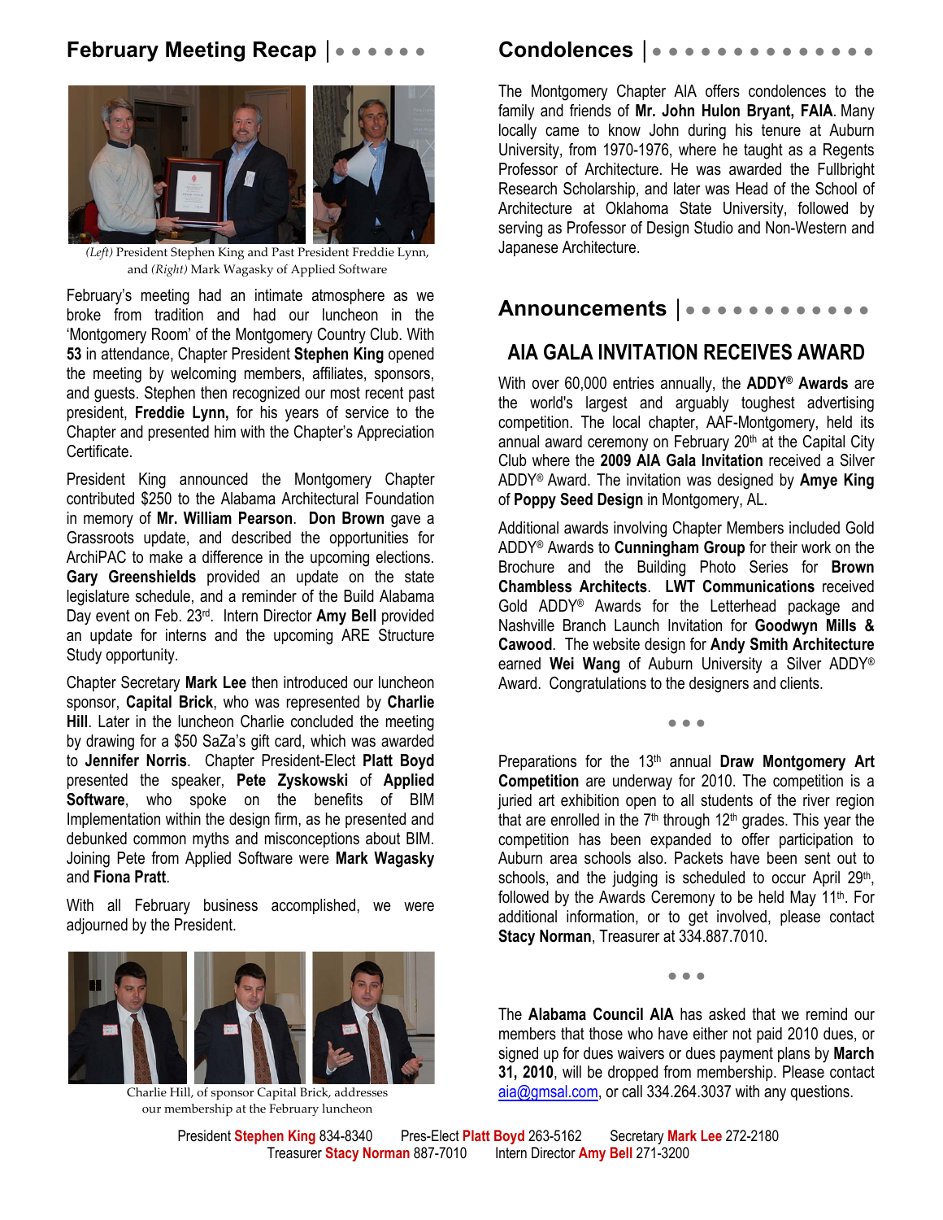## February Meeting Recap

*(Left)* President Stephen King and Past President Freddie Lynn, and *(Right)* Mark Wagasky of Applied Software

February's meeting had an intimate atmosphere as we broke from tradition and had our luncheon in the 'Montgomery Room' of the Montgomery Country Club. With **53** in attendance, Chapter President **Stephen King** opened the meeting by welcoming members, affiliates, sponsors, and guests. Stephen then recognized our most recent past president, **Freddie Lynn,** for his years of service to the Chapter and presented him with the Chapter's Appreciation Certificate.

President King announced the Montgomery Chapter contributed $250 to the Alabama Architectural Foundation in memory of **Mr. William Pearson**. **Don Brown** gave a Grassroots update, and described the opportunities for ArchiPAC to make a difference in the upcoming elections. **Gary Greenshields** provided an update on the state legislature schedule, and a reminder of the Build Alabama Day event on Feb. 23rd. Intern Director **Amy Bell** provided an update for interns and the upcoming ARE Structure Study opportunity.

Chapter Secretary **Mark Lee** then introduced our luncheon sponsor, **Capital Brick**, who was represented by **Charlie Hill**. Later in the luncheon Charlie concluded the meeting by drawing for a $50 SaZa's gift card, which was awarded to **Jennifer Norris**. Chapter President-Elect **Platt Boyd** presented the speaker, **Pete Zyskowski** of **Applied Software**, who spoke on the benefits of BIM Implementation within the design firm, as he presented and debunked common myths and misconceptions about BIM. Joining Pete from Applied Software were **Mark Wagasky** and **Fiona Pratt**.

With all February business accomplished, we were adjourned by the President.

Charlie Hill, of sponsor Capital Brick, addresses our membership at the February luncheon

## Condolences

The Montgomery Chapter AIA offers condolences to the family and friends of **Mr. John Hulon Bryant, FAIA**. Many locally came to know John during his tenure at Auburn University, from 1970-1976, where he taught as a Regents Professor of Architecture. He was awarded the Fullbright Research Scholarship, and later was Head of the School of Architecture at Oklahoma State University, followed by serving as Professor of Design Studio and Non-Western and Japanese Architecture.

## Announcements

### AIA GALA INVITATION RECEIVES AWARD

With over 60,000 entries annually, the **ADDY® Awards** are the world's largest and arguably toughest advertising competition. The local chapter, AAF-Montgomery, held its annual award ceremony on February 20th at the Capital City Club where the **2009 AIA Gala Invitation** received a Silver ADDY® Award. The invitation was designed by **Amye King** of **Poppy Seed Design** in Montgomery, AL.

Additional awards involving Chapter Members included Gold ADDY® Awards to **Cunningham Group** for their work on the Brochure and the Building Photo Series for **Brown Chambless Architects**. **LWT Communications** received Gold ADDY® Awards for the Letterhead package and Nashville Branch Launch Invitation for **Goodwyn Mills & Cawood**. The website design for **Andy Smith Architecture** earned **Wei Wang** of Auburn University a Silver ADDY® Award. Congratulations to the designers and clients.

• • •

Preparations for the 13th annual **Draw Montgomery Art Competition** are underway for 2010. The competition is a juried art exhibition open to all students of the river region that are enrolled in the 7th through 12th grades. This year the competition has been expanded to offer participation to Auburn area schools also. Packets have been sent out to schools, and the judging is scheduled to occur April 29th, followed by the Awards Ceremony to be held May 11th. For additional information, or to get involved, please contact **Stacy Norman**, Treasurer at 334.887.7010.

• • •

The **Alabama Council AIA** has asked that we remind our members that those who have either not paid 2010 dues, or signed up for dues waivers or dues payment plans by **March 31, 2010**, will be dropped from membership. Please contact aia@gmsal.com, or call 334.264.3037 with any questions.

President **Stephen King** 834-8340 Pres-Elect **Platt Boyd** 263-5162 Secretary **Mark Lee** 272-2180
Treasurer **Stacy Norman** 887-7010 Intern Director **Amy Bell** 271-3200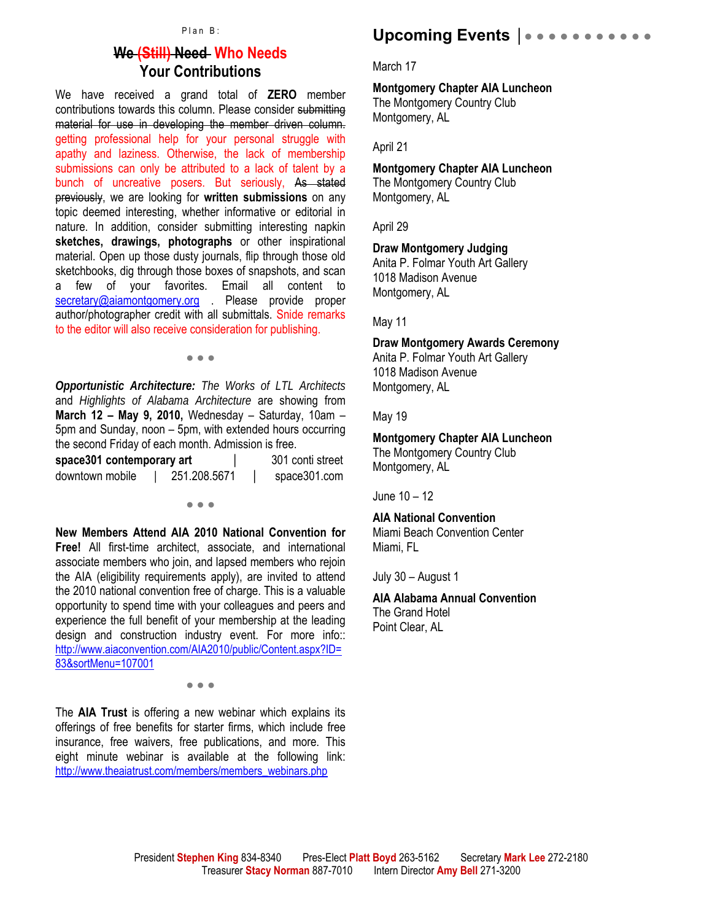Plan B:

## ~~We (Still) Need~~ Who Needs Your Contributions

We have received a grand total of **ZERO** member contributions towards this column. Please consider ~~submitting material for use in developing the member driven column.~~ getting professional help for your personal struggle with apathy and laziness. Otherwise, the lack of membership submissions can only be attributed to a lack of talent by a bunch of uncreative posers. But seriously, ~~As stated previously~~, we are looking for **written submissions** on any topic deemed interesting, whether informative or editorial in nature. In addition, consider submitting interesting napkin **sketches, drawings, photographs** or other inspirational material. Open up those dusty journals, flip through those old sketchbooks, dig through those boxes of snapshots, and scan a few of your favorites. Email all content to secretary@aiamontgomery.org . Please provide proper author/photographer credit with all submittals. Snide remarks to the editor will also receive consideration for publishing.

• • •

***Opportunistic Architecture:*** *The Works of LTL Architects* and *Highlights of Alabama Architecture* are showing from **March 12 – May 9, 2010,** Wednesday – Saturday, 10am – 5pm and Sunday, noon – 5pm, with extended hours occurring the second Friday of each month. Admission is free.

**space301 contemporary art** | 301 conti street
downtown mobile | 251.208.5671 | space301.com

• • •

**New Members Attend AIA 2010 National Convention for Free!** All first-time architect, associate, and international associate members who join, and lapsed members who rejoin the AIA (eligibility requirements apply), are invited to attend the 2010 national convention free of charge. This is a valuable opportunity to spend time with your colleagues and peers and experience the full benefit of your membership at the leading design and construction industry event. For more info:: http://www.aiaconvention.com/AIA2010/public/Content.aspx?ID=83&sortMenu=107001

• • •

The **AIA Trust** is offering a new webinar which explains its offerings of free benefits for starter firms, which include free insurance, free waivers, free publications, and more. This eight minute webinar is available at the following link: http://www.theaiatrust.com/members/members_webinars.php

## Upcoming Events

March 17

**Montgomery Chapter AIA Luncheon**
The Montgomery Country Club
Montgomery, AL

April 21

**Montgomery Chapter AIA Luncheon**
The Montgomery Country Club
Montgomery, AL

April 29

**Draw Montgomery Judging**
Anita P. Folmar Youth Art Gallery
1018 Madison Avenue
Montgomery, AL

May 11

**Draw Montgomery Awards Ceremony**
Anita P. Folmar Youth Art Gallery
1018 Madison Avenue
Montgomery, AL

May 19

**Montgomery Chapter AIA Luncheon**
The Montgomery Country Club
Montgomery, AL

June 10 – 12

**AIA National Convention**
Miami Beach Convention Center
Miami, FL

July 30 – August 1

**AIA Alabama Annual Convention**
The Grand Hotel
Point Clear, AL

President **Stephen King** 834-8340   Pres-Elect **Platt Boyd** 263-5162   Secretary **Mark Lee** 272-2180
Treasurer **Stacy Norman** 887-7010   Intern Director **Amy Bell** 271-3200